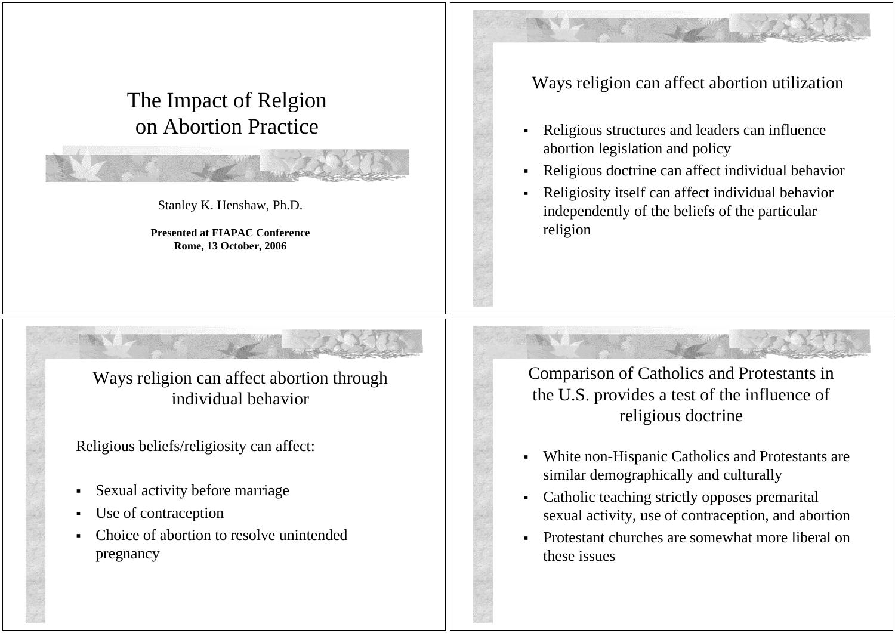# The Impact of Relgion on Abortion Practice

Stanley K. Henshaw, Ph.D.

**Presented at FIAPAC Conference**
**Rome, 13 October, 2006**

## Ways religion can affect abortion utilization

- Religious structures and leaders can influence abortion legislation and policy
- Religious doctrine can affect individual behavior
- Religiosity itself can affect individual behavior independently of the beliefs of the particular religion

## Ways religion can affect abortion through individual behavior

Religious beliefs/religiosity can affect:

- Sexual activity before marriage
- Use of contraception
- Choice of abortion to resolve unintended pregnancy

## Comparison of Catholics and Protestants in the U.S. provides a test of the influence of religious doctrine

- White non-Hispanic Catholics and Protestants are similar demographically and culturally
- Catholic teaching strictly opposes premarital sexual activity, use of contraception, and abortion
- Protestant churches are somewhat more liberal on these issues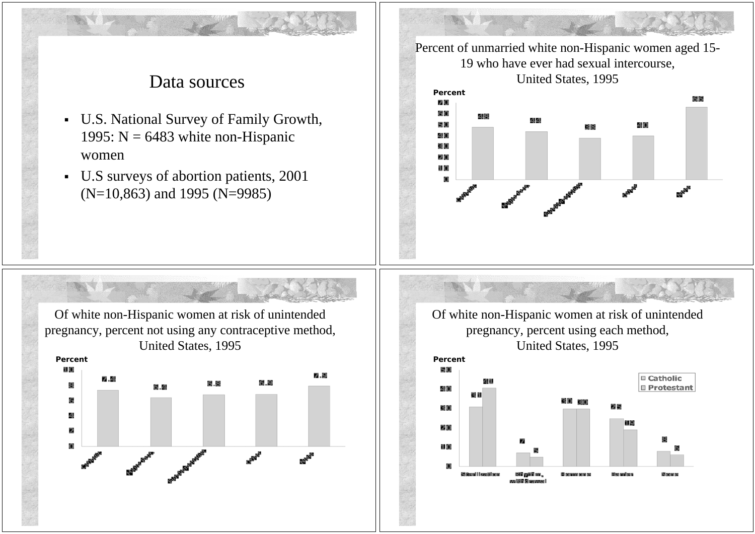# Data sources

- U.S. National Survey of Family Growth, 1995: N = 6483 white non-Hispanic women
- U.S surveys of abortion patients, 2001 (N=10,863) and 1995 (N=9985)

---

Percent of unmarried white non-Hispanic women aged 15-19 who have ever had sexual intercourse, United States, 1995

Percent

| Category | Percent |
| --- | --- |
| Catholic | 48 |
| Mainline Protestant | 44 |
| Evangelical Protestant | 38 |
| Other | 40 |
| None | 66 |

---

Of white non-Hispanic women at risk of unintended pregnancy, percent not using any contraceptive method, United States, 1995

Percent

| Category | Percent |
| --- | --- |
| Catholic | 7.4 |
| Mainline Protestant | 6.4 |
| Evangelical Protestant | 6.8 |
| Other | 6.9 |
| None | 7.9 |

---

Of white non-Hispanic women at risk of unintended pregnancy, percent using each method, United States, 1995

Percent

| Method | Catholic | Protestant |
| --- | --- | --- |
| Sterilization | 31 | 41 |
| Rhythm, withdrawal | 7 | 5 |
| Hormones | 30 | 30 |
| Barrier | 25 | 19 |
| None | 8 | 6 |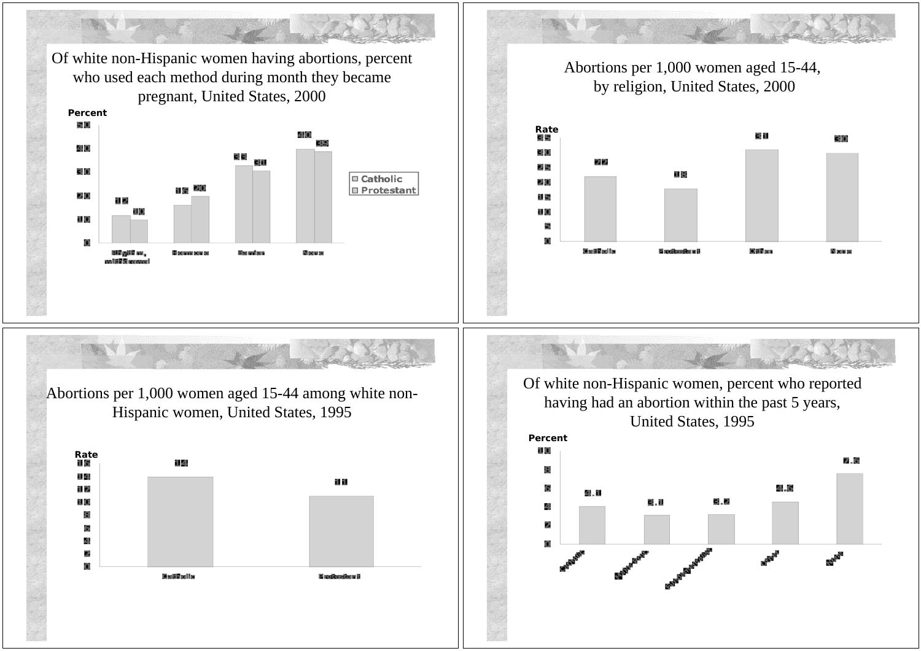## Of white non-Hispanic women having abortions, percent who used each method during month they became pregnant, United States, 2000

| Method | Catholic | Protestant |
|---|---|---|
| Rhythm, withdrawal | 12 | 10 |
| Hormonal | 16 | 20 |
| Barrier | 33 | 31 |
| None | 40 | 39 |

## Abortions per 1,000 women aged 15-44, by religion, United States, 2000

| Religion | Rate |
|---|---|
| Catholic | 22 |
| Protestant | 18 |
| Other | 31 |
| None | 30 |

## Abortions per 1,000 women aged 15-44 among white non-Hispanic women, United States, 1995

| Religion | Rate |
|---|---|
| Catholic | 14 |
| Protestant | 11 |

## Of white non-Hispanic women, percent who reported having had an abortion within the past 5 years, United States, 1995

| Religion | Percent |
|---|---|
| Catholic | 4.1 |
| Main-line | 3.1 |
| Other Protestant | 3.2 |
| Other | 4.6 |
| None | 7.6 |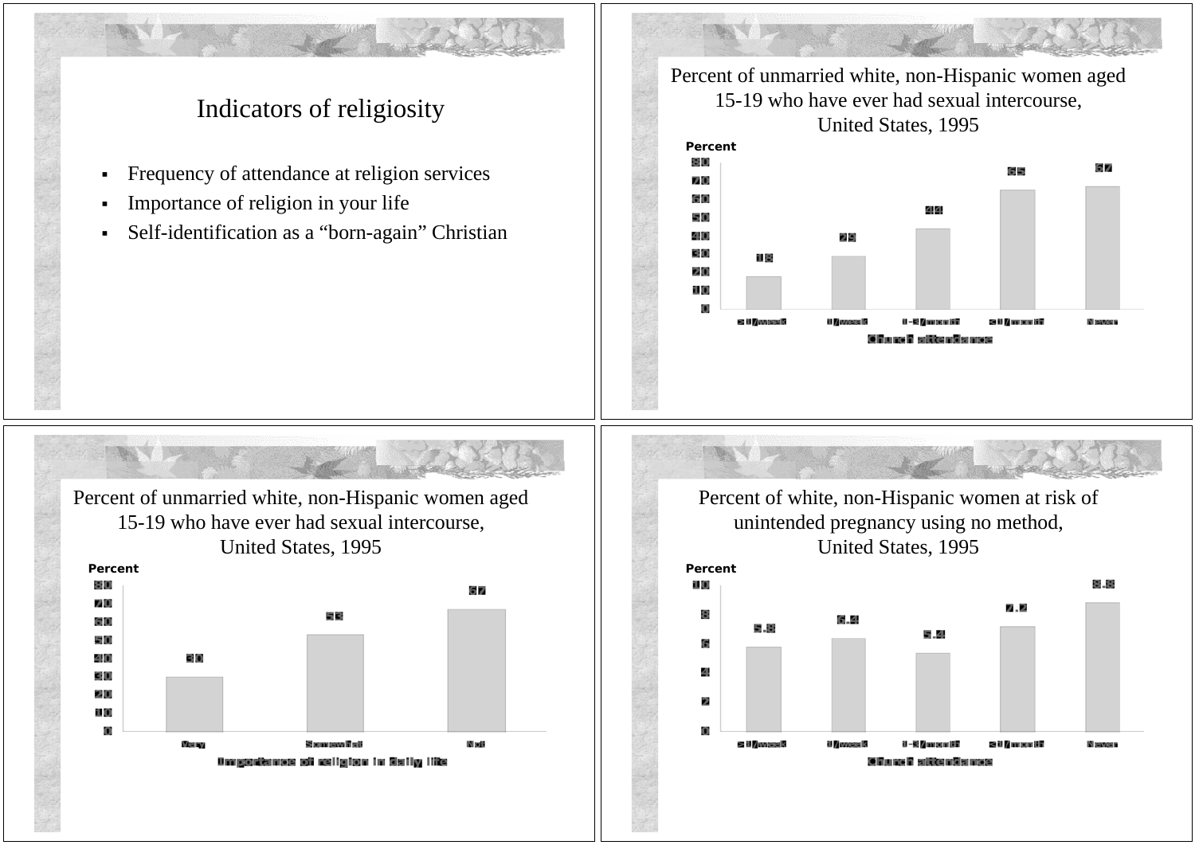## Indicators of religiosity

- Frequency of attendance at religion services
- Importance of religion in your life
- Self-identification as a "born-again" Christian

## Percent of unmarried white, non-Hispanic women aged 15-19 who have ever had sexual intercourse, United States, 1995

| Church attendance | Percent |
|---|---|
| >1/week | 18 |
| 1/week | 29 |
| 1-3/month | 44 |
| <1/month | 65 |
| Never | 67 |

## Percent of unmarried white, non-Hispanic women aged 15-19 who have ever had sexual intercourse, United States, 1995

| Importance of religion in daily life | Percent |
|---|---|
| Very | 30 |
| Somewhat | 53 |
| Not | 67 |

## Percent of white, non-Hispanic women at risk of unintended pregnancy using no method, United States, 1995

| Church attendance | Percent |
|---|---|
| >1/week | 5.8 |
| 1/week | 6.4 |
| 1-3/month | 5.4 |
| <1/month | 7.2 |
| Never | 8.8 |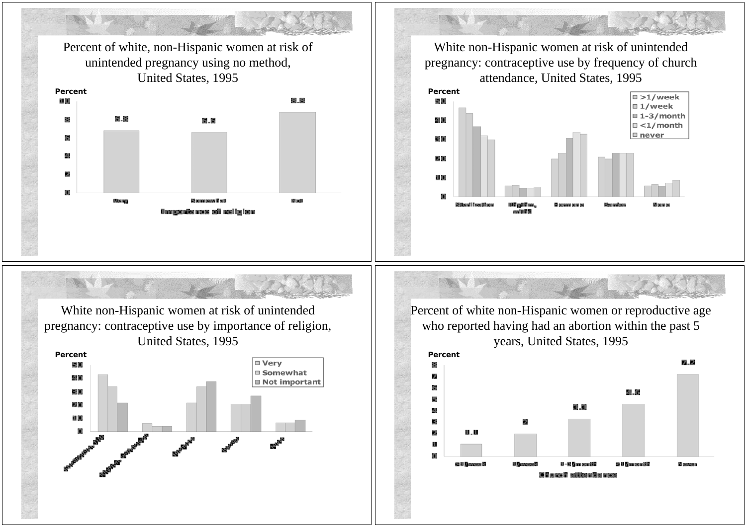## Percent of white, non-Hispanic women at risk of unintended pregnancy using no method, United States, 1995

Percent

| Importance of religion | Percent |
| --- | --- |
| Very | 6.8 |
| Somewhat | 6.6 |
| Not | 8.8 |

## White non-Hispanic women at risk of unintended pregnancy: contraceptive use by frequency of church attendance, United States, 1995

Percent

Legend: >1/week, 1/week, 1-3/month, <1/month, never

Categories: Sterilization; Rhythm, withd; Hormone; Barrier; None

## White non-Hispanic women at risk of unintended pregnancy: contraceptive use by importance of religion, United States, 1995

Percent

Legend: Very, Somewhat, Not important

Categories: Sterilization, all; Rhythm, withdrawal; Hormone; Barrier; None

## Percent of white non-Hispanic women or reproductive age who reported having had an abortion within the past 5 years, United States, 1995

Percent

| Church attendance | Percent |
| --- | --- |
| >1/week | 1.1 |
| 1/week | 2 |
| 1-3/month | 3.3 |
| <1/month | 4.6 |
| Never | 7.2 |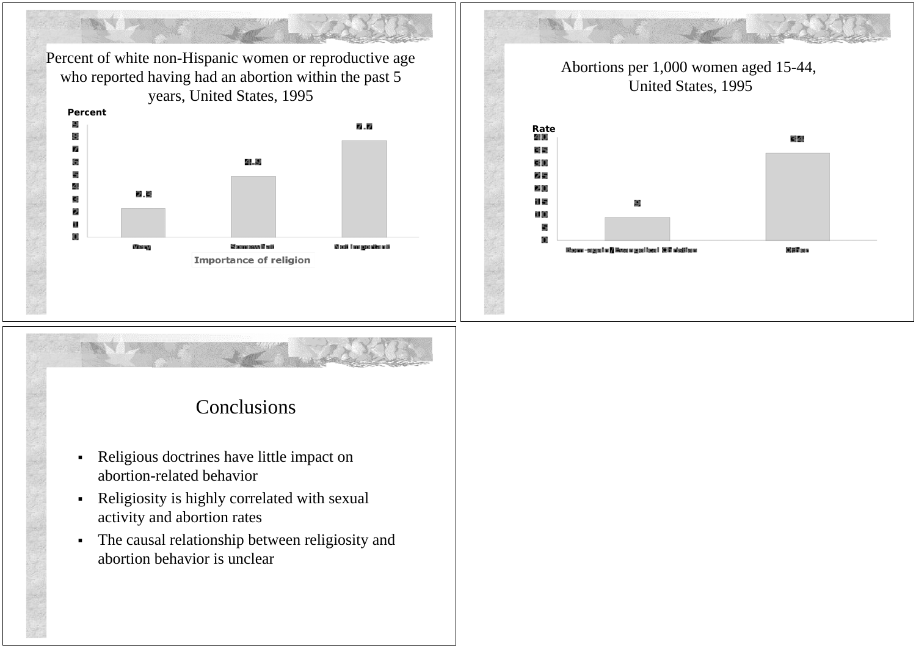Percent of white non-Hispanic women or reproductive age who reported having had an abortion within the past 5 years, United States, 1995

Percent

9
8
7
6
5
4
3
2
1
0

2.3
4.9
7.7

Very
Somewhat
Not important

Importance of religion

Abortions per 1,000 women aged 15-44, United States, 1995

Rate

40
35
30
25
20
15
10
5
0

9
34

Born-again/Evangelical Christian
Other

## Conclusions

- Religious doctrines have little impact on abortion-related behavior
- Religiosity is highly correlated with sexual activity and abortion rates
- The causal relationship between religiosity and abortion behavior is unclear